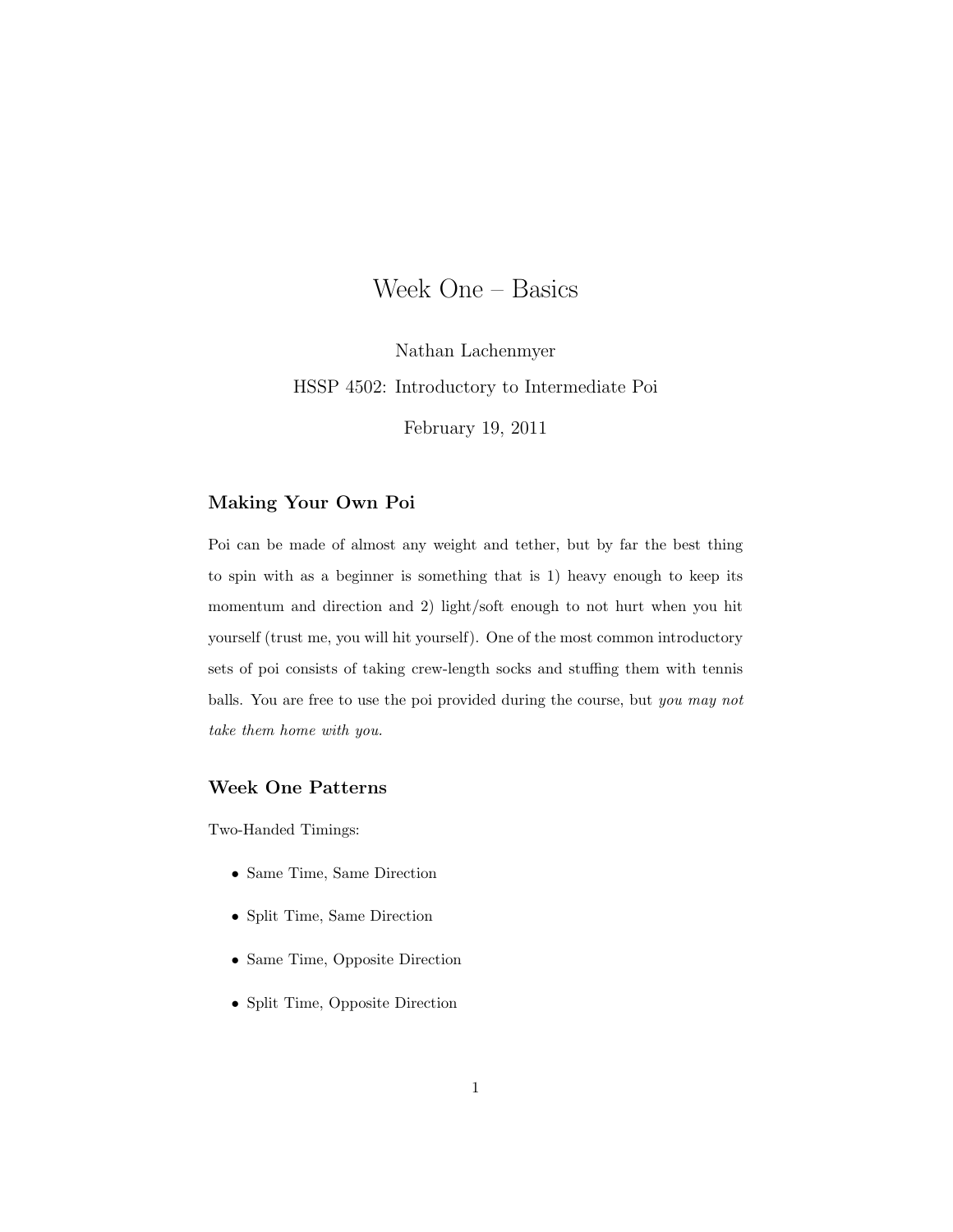# Week One – Basics

Nathan Lachenmyer

HSSP 4502: Introductory to Intermediate Poi

February 19, 2011

## Making Your Own Poi

Poi can be made of almost any weight and tether, but by far the best thing to spin with as a beginner is something that is 1) heavy enough to keep its momentum and direction and 2) light/soft enough to not hurt when you hit yourself (trust me, you will hit yourself). One of the most common introductory sets of poi consists of taking crew-length socks and stuffing them with tennis balls. You are free to use the poi provided during the course, but *you may not take them home with you.*

## Week One Patterns

Two-Handed Timings:

- Same Time, Same Direction
- Split Time, Same Direction
- Same Time, Opposite Direction
- Split Time, Opposite Direction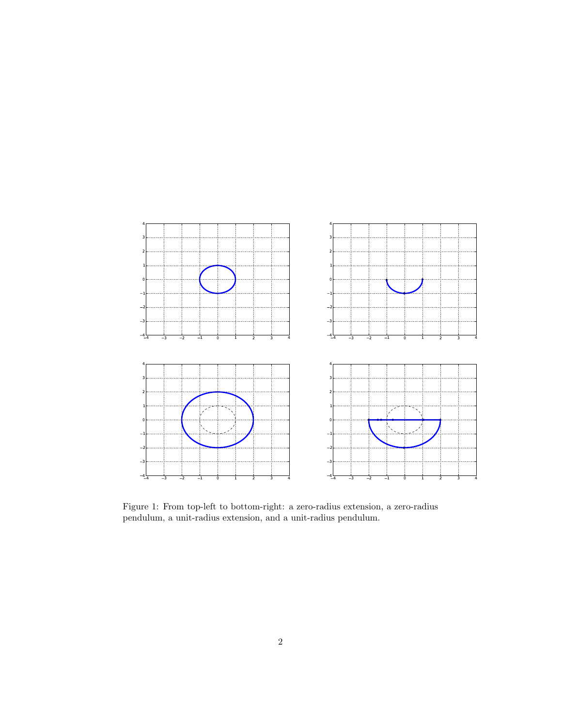Figure 1: From top-left to bottom-right: a zero-radius extension, a zero-radius pendulum, a unit-radius extension, and a unit-radius pendulum.